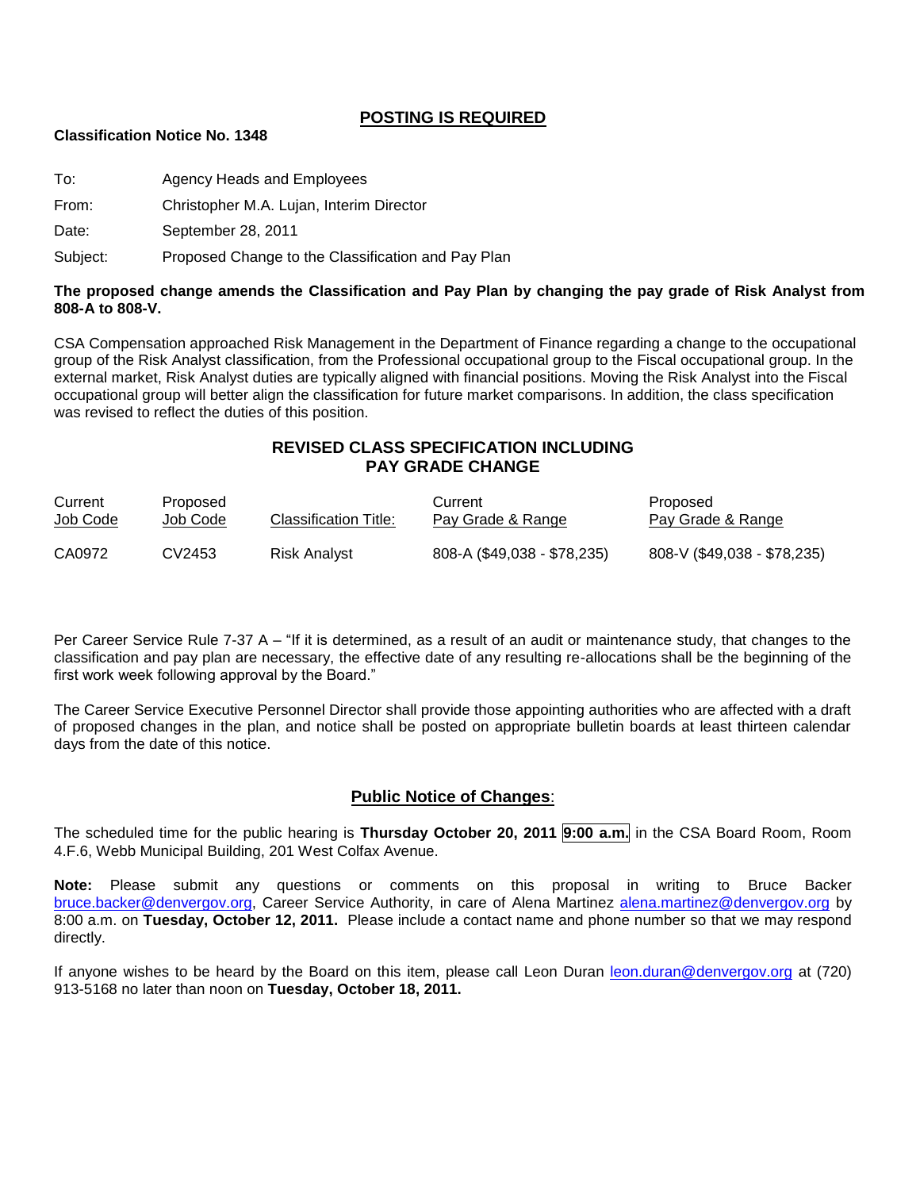# POSTING IS REQUIRED

**Classification Notice No. 1348**

To: Agency Heads and Employees

From: Christopher M.A. Lujan, Interim Director

Date: September 28, 2011

Subject: Proposed Change to the Classification and Pay Plan

**The proposed change amends the Classification and Pay Plan by changing the pay grade of Risk Analyst from 808-A to 808-V.**

CSA Compensation approached Risk Management in the Department of Finance regarding a change to the occupational group of the Risk Analyst classification, from the Professional occupational group to the Fiscal occupational group. In the external market, Risk Analyst duties are typically aligned with financial positions. Moving the Risk Analyst into the Fiscal occupational group will better align the classification for future market comparisons. In addition, the class specification was revised to reflect the duties of this position.

## REVISED CLASS SPECIFICATION INCLUDING PAY GRADE CHANGE

| Current Job Code | Proposed Job Code | Classification Title: | Current Pay Grade & Range | Proposed Pay Grade & Range |
|---|---|---|---|---|
| CA0972 | CV2453 | Risk Analyst | 808-A ($49,038 - $78,235) | 808-V ($49,038 - $78,235) |

Per Career Service Rule 7-37 A – "If it is determined, as a result of an audit or maintenance study, that changes to the classification and pay plan are necessary, the effective date of any resulting re-allocations shall be the beginning of the first work week following approval by the Board."

The Career Service Executive Personnel Director shall provide those appointing authorities who are affected with a draft of proposed changes in the plan, and notice shall be posted on appropriate bulletin boards at least thirteen calendar days from the date of this notice.

## Public Notice of Changes:

The scheduled time for the public hearing is **Thursday October 20, 2011 9:00 a.m.** in the CSA Board Room, Room 4.F.6, Webb Municipal Building, 201 West Colfax Avenue.

**Note:** Please submit any questions or comments on this proposal in writing to Bruce Backer bruce.backer@denvergov.org, Career Service Authority, in care of Alena Martinez alena.martinez@denvergov.org by 8:00 a.m. on **Tuesday, October 12, 2011.** Please include a contact name and phone number so that we may respond directly.

If anyone wishes to be heard by the Board on this item, please call Leon Duran leon.duran@denvergov.org at (720) 913-5168 no later than noon on **Tuesday, October 18, 2011.**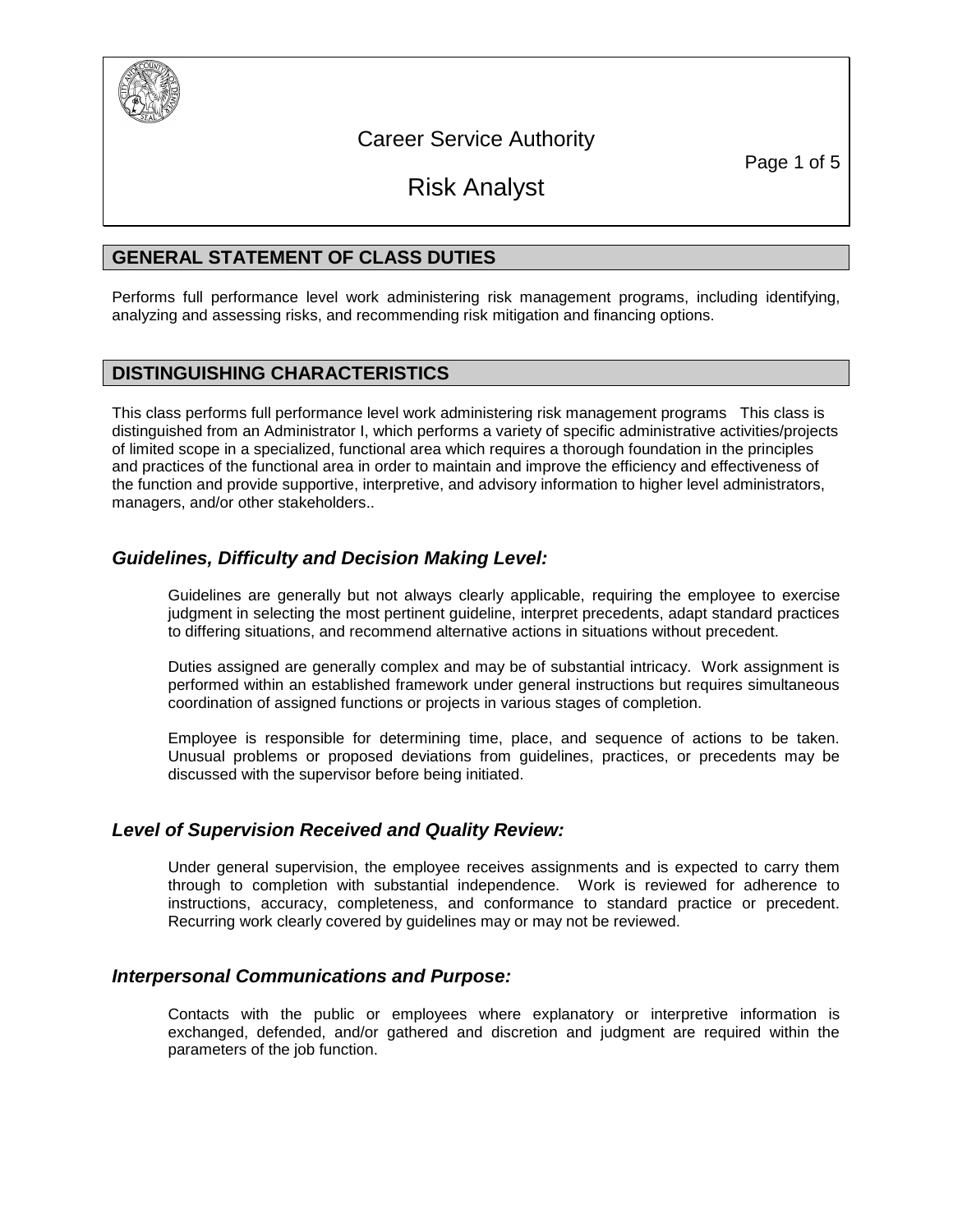# Career Service Authority

# Risk Analyst

## GENERAL STATEMENT OF CLASS DUTIES

Performs full performance level work administering risk management programs, including identifying, analyzing and assessing risks, and recommending risk mitigation and financing options.

## DISTINGUISHING CHARACTERISTICS

This class performs full performance level work administering risk management programs   This class is distinguished from an Administrator I, which performs a variety of specific administrative activities/projects of limited scope in a specialized, functional area which requires a thorough foundation in the principles and practices of the functional area in order to maintain and improve the efficiency and effectiveness of the function and provide supportive, interpretive, and advisory information to higher level administrators, managers, and/or other stakeholders..

### *Guidelines, Difficulty and Decision Making Level:*

Guidelines are generally but not always clearly applicable, requiring the employee to exercise judgment in selecting the most pertinent guideline, interpret precedents, adapt standard practices to differing situations, and recommend alternative actions in situations without precedent.

Duties assigned are generally complex and may be of substantial intricacy.  Work assignment is performed within an established framework under general instructions but requires simultaneous coordination of assigned functions or projects in various stages of completion.

Employee is responsible for determining time, place, and sequence of actions to be taken. Unusual problems or proposed deviations from guidelines, practices, or precedents may be discussed with the supervisor before being initiated.

### *Level of Supervision Received and Quality Review:*

Under general supervision, the employee receives assignments and is expected to carry them through to completion with substantial independence.  Work is reviewed for adherence to instructions, accuracy, completeness, and conformance to standard practice or precedent. Recurring work clearly covered by guidelines may or may not be reviewed.

### *Interpersonal Communications and Purpose:*

Contacts with the public or employees where explanatory or interpretive information is exchanged, defended, and/or gathered and discretion and judgment are required within the parameters of the job function.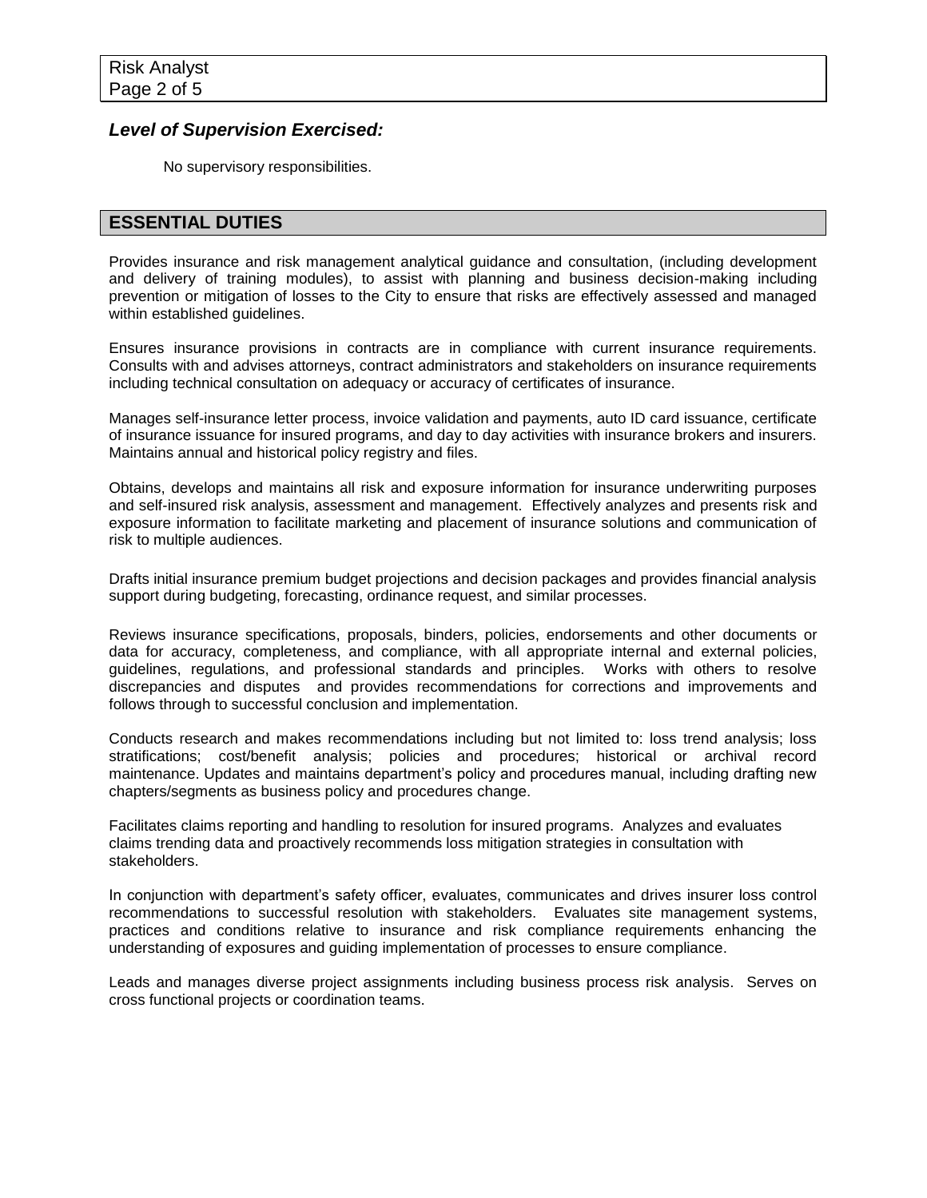### *Level of Supervision Exercised:*

No supervisory responsibilities.

## ESSENTIAL DUTIES

Provides insurance and risk management analytical guidance and consultation, (including development and delivery of training modules), to assist with planning and business decision-making including prevention or mitigation of losses to the City to ensure that risks are effectively assessed and managed within established guidelines.

Ensures insurance provisions in contracts are in compliance with current insurance requirements. Consults with and advises attorneys, contract administrators and stakeholders on insurance requirements including technical consultation on adequacy or accuracy of certificates of insurance.

Manages self-insurance letter process, invoice validation and payments, auto ID card issuance, certificate of insurance issuance for insured programs, and day to day activities with insurance brokers and insurers. Maintains annual and historical policy registry and files.

Obtains, develops and maintains all risk and exposure information for insurance underwriting purposes and self-insured risk analysis, assessment and management. Effectively analyzes and presents risk and exposure information to facilitate marketing and placement of insurance solutions and communication of risk to multiple audiences.

Drafts initial insurance premium budget projections and decision packages and provides financial analysis support during budgeting, forecasting, ordinance request, and similar processes.

Reviews insurance specifications, proposals, binders, policies, endorsements and other documents or data for accuracy, completeness, and compliance, with all appropriate internal and external policies, guidelines, regulations, and professional standards and principles. Works with others to resolve discrepancies and disputes and provides recommendations for corrections and improvements and follows through to successful conclusion and implementation.

Conducts research and makes recommendations including but not limited to: loss trend analysis; loss stratifications; cost/benefit analysis; policies and procedures; historical or archival record maintenance. Updates and maintains department's policy and procedures manual, including drafting new chapters/segments as business policy and procedures change.

Facilitates claims reporting and handling to resolution for insured programs. Analyzes and evaluates claims trending data and proactively recommends loss mitigation strategies in consultation with stakeholders.

In conjunction with department's safety officer, evaluates, communicates and drives insurer loss control recommendations to successful resolution with stakeholders. Evaluates site management systems, practices and conditions relative to insurance and risk compliance requirements enhancing the understanding of exposures and guiding implementation of processes to ensure compliance.

Leads and manages diverse project assignments including business process risk analysis. Serves on cross functional projects or coordination teams.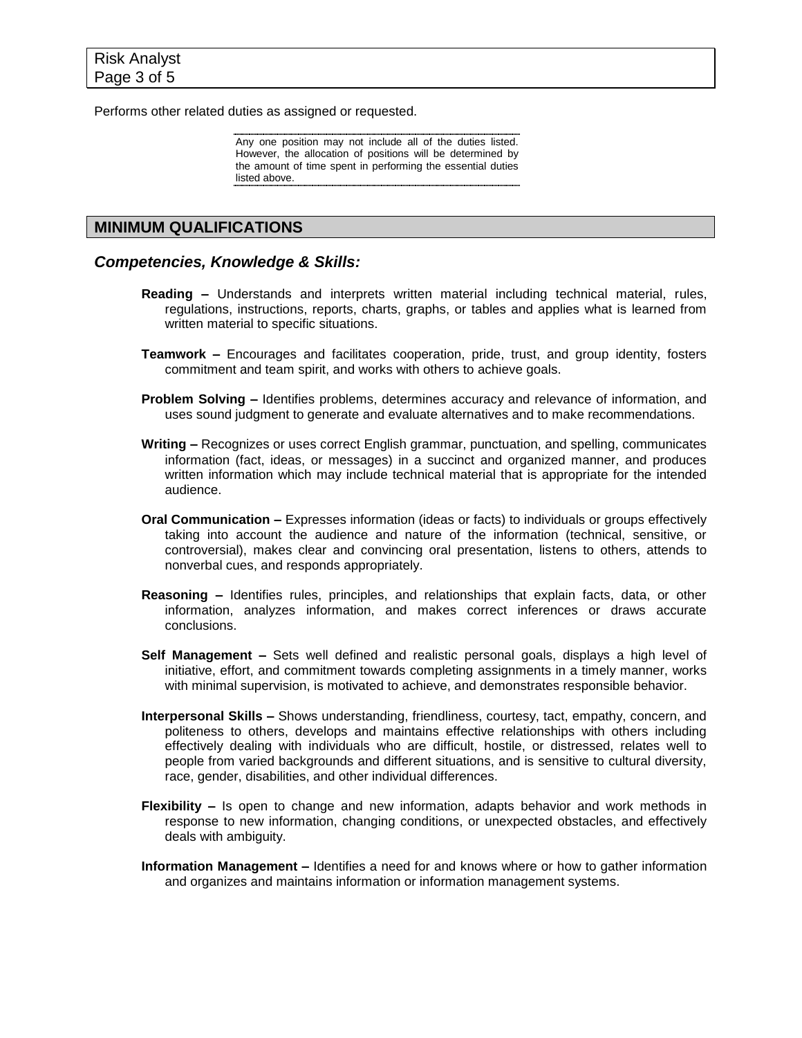Performs other related duties as assigned or requested.

> Any one position may not include all of the duties listed. However, the allocation of positions will be determined by the amount of time spent in performing the essential duties listed above.

## MINIMUM QUALIFICATIONS

### *Competencies, Knowledge & Skills:*

**Reading –** Understands and interprets written material including technical material, rules, regulations, instructions, reports, charts, graphs, or tables and applies what is learned from written material to specific situations.

**Teamwork –** Encourages and facilitates cooperation, pride, trust, and group identity, fosters commitment and team spirit, and works with others to achieve goals.

**Problem Solving –** Identifies problems, determines accuracy and relevance of information, and uses sound judgment to generate and evaluate alternatives and to make recommendations.

**Writing –** Recognizes or uses correct English grammar, punctuation, and spelling, communicates information (fact, ideas, or messages) in a succinct and organized manner, and produces written information which may include technical material that is appropriate for the intended audience.

**Oral Communication –** Expresses information (ideas or facts) to individuals or groups effectively taking into account the audience and nature of the information (technical, sensitive, or controversial), makes clear and convincing oral presentation, listens to others, attends to nonverbal cues, and responds appropriately.

**Reasoning –** Identifies rules, principles, and relationships that explain facts, data, or other information, analyzes information, and makes correct inferences or draws accurate conclusions.

**Self Management –** Sets well defined and realistic personal goals, displays a high level of initiative, effort, and commitment towards completing assignments in a timely manner, works with minimal supervision, is motivated to achieve, and demonstrates responsible behavior.

**Interpersonal Skills –** Shows understanding, friendliness, courtesy, tact, empathy, concern, and politeness to others, develops and maintains effective relationships with others including effectively dealing with individuals who are difficult, hostile, or distressed, relates well to people from varied backgrounds and different situations, and is sensitive to cultural diversity, race, gender, disabilities, and other individual differences.

**Flexibility –** Is open to change and new information, adapts behavior and work methods in response to new information, changing conditions, or unexpected obstacles, and effectively deals with ambiguity.

**Information Management –** Identifies a need for and knows where or how to gather information and organizes and maintains information or information management systems.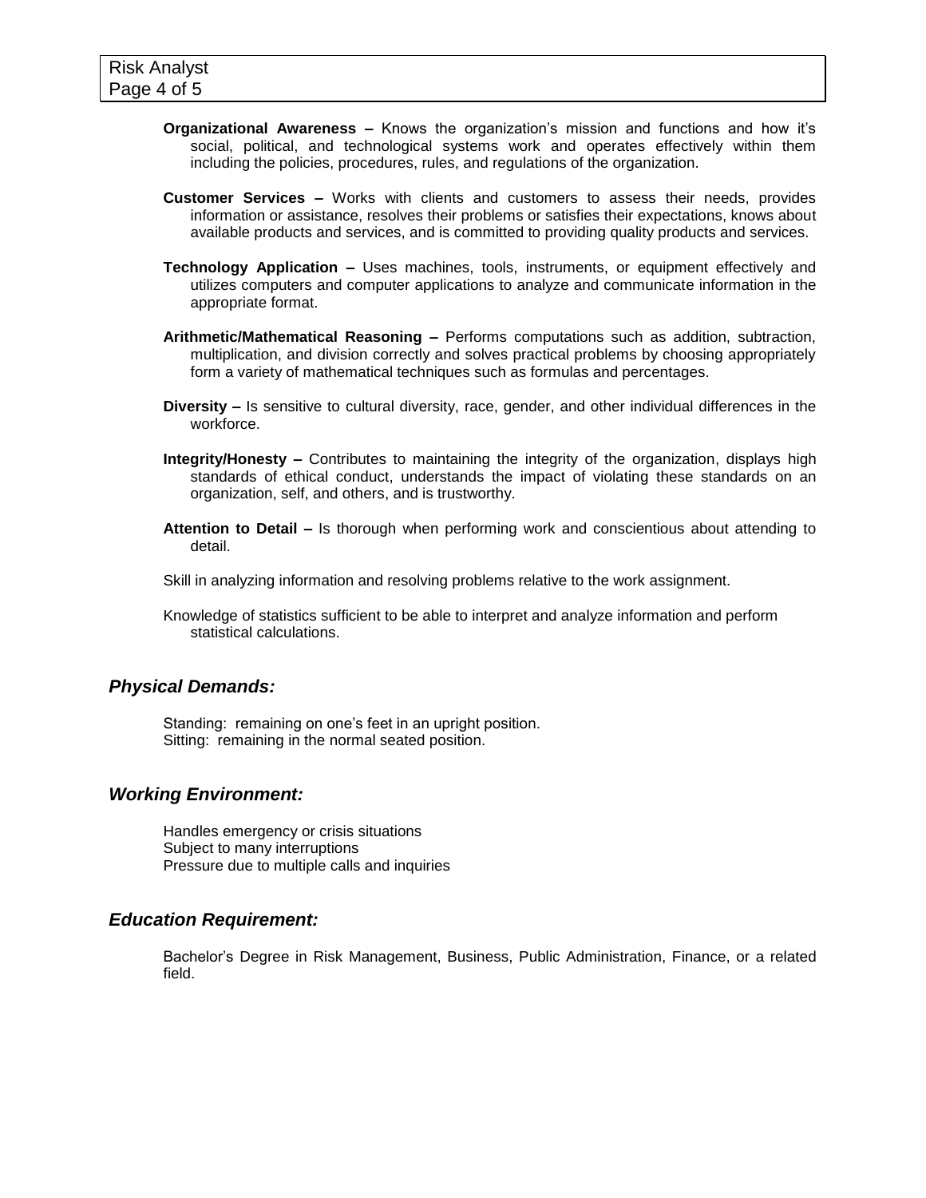**Organizational Awareness –** Knows the organization's mission and functions and how it's social, political, and technological systems work and operates effectively within them including the policies, procedures, rules, and regulations of the organization.

**Customer Services –** Works with clients and customers to assess their needs, provides information or assistance, resolves their problems or satisfies their expectations, knows about available products and services, and is committed to providing quality products and services.

**Technology Application –** Uses machines, tools, instruments, or equipment effectively and utilizes computers and computer applications to analyze and communicate information in the appropriate format.

**Arithmetic/Mathematical Reasoning –** Performs computations such as addition, subtraction, multiplication, and division correctly and solves practical problems by choosing appropriately form a variety of mathematical techniques such as formulas and percentages.

**Diversity –** Is sensitive to cultural diversity, race, gender, and other individual differences in the workforce.

**Integrity/Honesty –** Contributes to maintaining the integrity of the organization, displays high standards of ethical conduct, understands the impact of violating these standards on an organization, self, and others, and is trustworthy.

**Attention to Detail –** Is thorough when performing work and conscientious about attending to detail.

Skill in analyzing information and resolving problems relative to the work assignment.

Knowledge of statistics sufficient to be able to interpret and analyze information and perform statistical calculations.

## *Physical Demands:*

Standing: remaining on one's feet in an upright position.
Sitting: remaining in the normal seated position.

## *Working Environment:*

Handles emergency or crisis situations
Subject to many interruptions
Pressure due to multiple calls and inquiries

## *Education Requirement:*

Bachelor's Degree in Risk Management, Business, Public Administration, Finance, or a related field.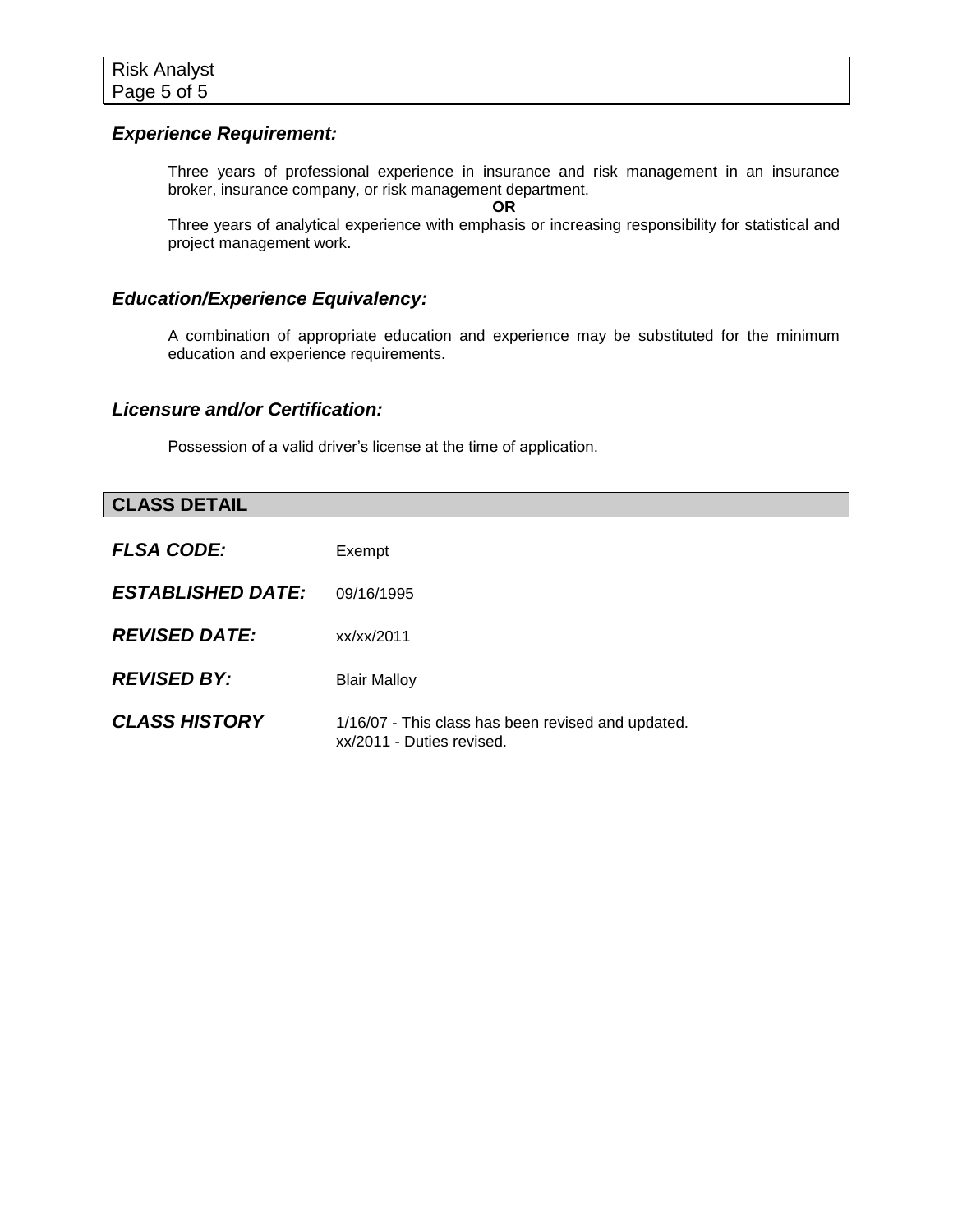### *Experience Requirement:*

Three years of professional experience in insurance and risk management in an insurance broker, insurance company, or risk management department.

**OR**

Three years of analytical experience with emphasis or increasing responsibility for statistical and project management work.

### *Education/Experience Equivalency:*

A combination of appropriate education and experience may be substituted for the minimum education and experience requirements.

### *Licensure and/or Certification:*

Possession of a valid driver's license at the time of application.

## CLASS DETAIL

***FLSA CODE:*** Exempt

***ESTABLISHED DATE:*** 09/16/1995

***REVISED DATE:*** xx/xx/2011

***REVISED BY:*** Blair Malloy

***CLASS HISTORY*** 1/16/07 - This class has been revised and updated.
xx/2011 - Duties revised.